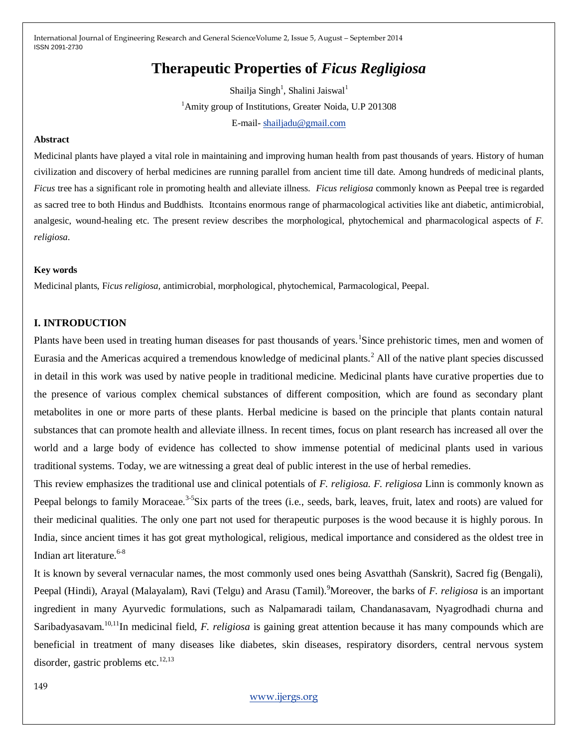# Therapeutic Properties of *Ficus Regligiosa*

Shailja Singh[1], Shalini Jaiswal[1]

[1]Amity group of Institutions, Greater Noida, U.P 201308

E-mail- shailjadu@gmail.com

**Abstract**

Medicinal plants have played a vital role in maintaining and improving human health from past thousands of years. History of human civilization and discovery of herbal medicines are running parallel from ancient time till date. Among hundreds of medicinal plants, *Ficus* tree has a significant role in promoting health and alleviate illness. *Ficus religiosa* commonly known as Peepal tree is regarded as sacred tree to both Hindus and Buddhists. Itcontains enormous range of pharmacological activities like ant diabetic, antimicrobial, analgesic, wound-healing etc. The present review describes the morphological, phytochemical and pharmacological aspects of *F. religiosa*.

**Key words**

Medicinal plants, F*icus religiosa,* antimicrobial, morphological, phytochemical, Parmacological, Peepal.

## I. INTRODUCTION

Plants have been used in treating human diseases for past thousands of years.[1]Since prehistoric times, men and women of Eurasia and the Americas acquired a tremendous knowledge of medicinal plants.[2] All of the native plant species discussed in detail in this work was used by native people in traditional medicine. Medicinal plants have curative properties due to the presence of various complex chemical substances of different composition, which are found as secondary plant metabolites in one or more parts of these plants. Herbal medicine is based on the principle that plants contain natural substances that can promote health and alleviate illness. In recent times, focus on plant research has increased all over the world and a large body of evidence has collected to show immense potential of medicinal plants used in various traditional systems. Today, we are witnessing a great deal of public interest in the use of herbal remedies.

This review emphasizes the traditional use and clinical potentials of *F. religiosa. F. religiosa* Linn is commonly known as Peepal belongs to family Moraceae.[3-5]Six parts of the trees (i.e., seeds, bark, leaves, fruit, latex and roots) are valued for their medicinal qualities. The only one part not used for therapeutic purposes is the wood because it is highly porous. In India, since ancient times it has got great mythological, religious, medical importance and considered as the oldest tree in Indian art literature.[6-8]

It is known by several vernacular names, the most commonly used ones being Asvatthah (Sanskrit), Sacred fig (Bengali), Peepal (Hindi), Arayal (Malayalam), Ravi (Telgu) and Arasu (Tamil).[9]Moreover, the barks of *F. religiosa* is an important ingredient in many Ayurvedic formulations, such as Nalpamaradi tailam, Chandanasavam, Nyagrodhadi churna and Saribadyasavam.[10,11]In medicinal field, *F. religiosa* is gaining great attention because it has many compounds which are beneficial in treatment of many diseases like diabetes, skin diseases, respiratory disorders, central nervous system disorder, gastric problems etc.[12,13]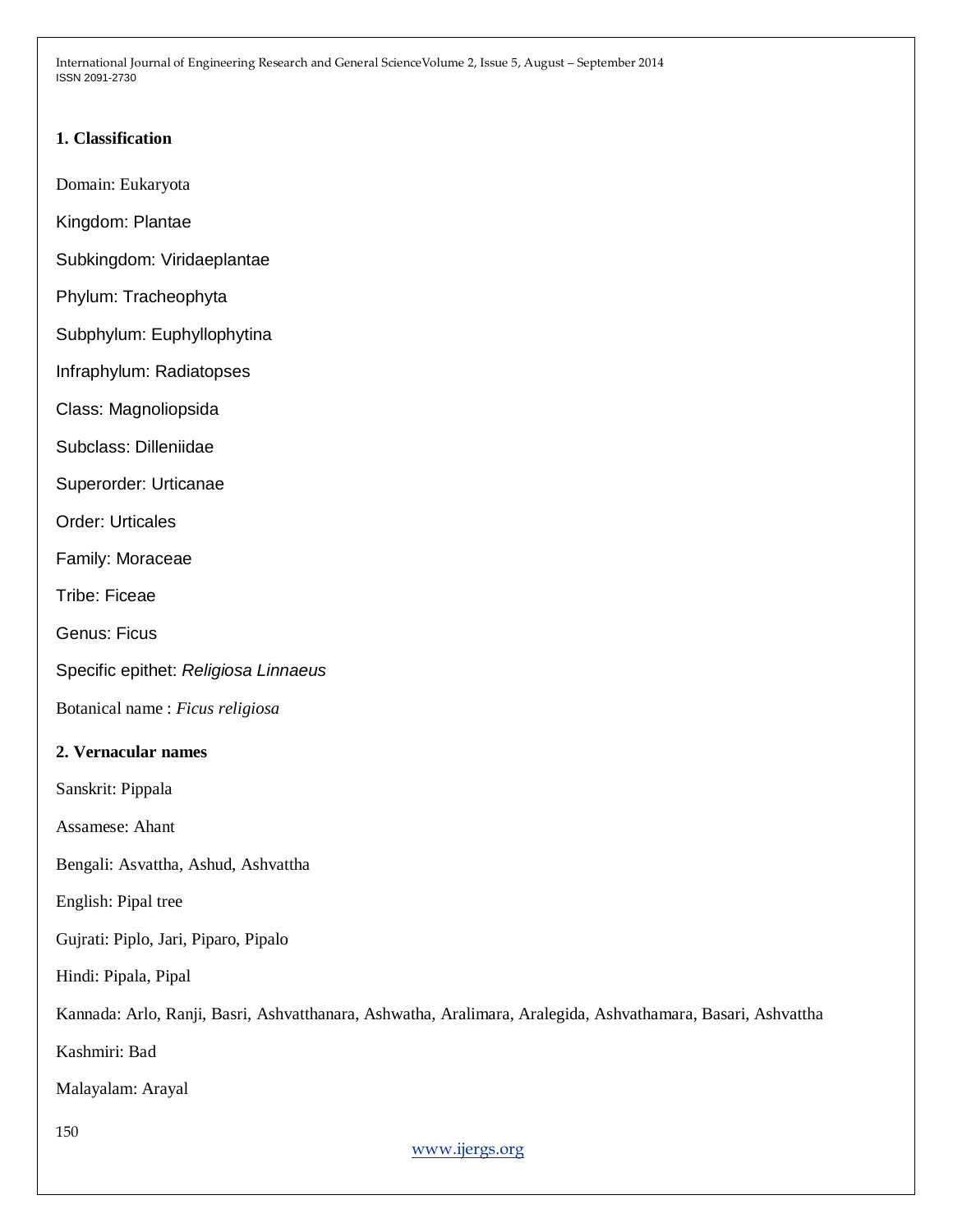### 1. Classification

Domain: Eukaryota

Kingdom: Plantae

Subkingdom: Viridaeplantae

Phylum: Tracheophyta

Subphylum: Euphyllophytina

Infraphylum: Radiatopses

Class: Magnoliopsida

Subclass: Dilleniidae

Superorder: Urticanae

Order: Urticales

Family: Moraceae

Tribe: Ficeae

Genus: Ficus

Specific epithet: *Religiosa Linnaeus*

Botanical name : *Ficus religiosa*

### 2. Vernacular names

Sanskrit: Pippala

Assamese: Ahant

Bengali: Asvattha, Ashud, Ashvattha

English: Pipal tree

Gujrati: Piplo, Jari, Piparo, Pipalo

Hindi: Pipala, Pipal

Kannada: Arlo, Ranji, Basri, Ashvatthanara, Ashwatha, Aralimara, Aralegida, Ashvathamara, Basari, Ashvattha

Kashmiri: Bad

Malayalam: Arayal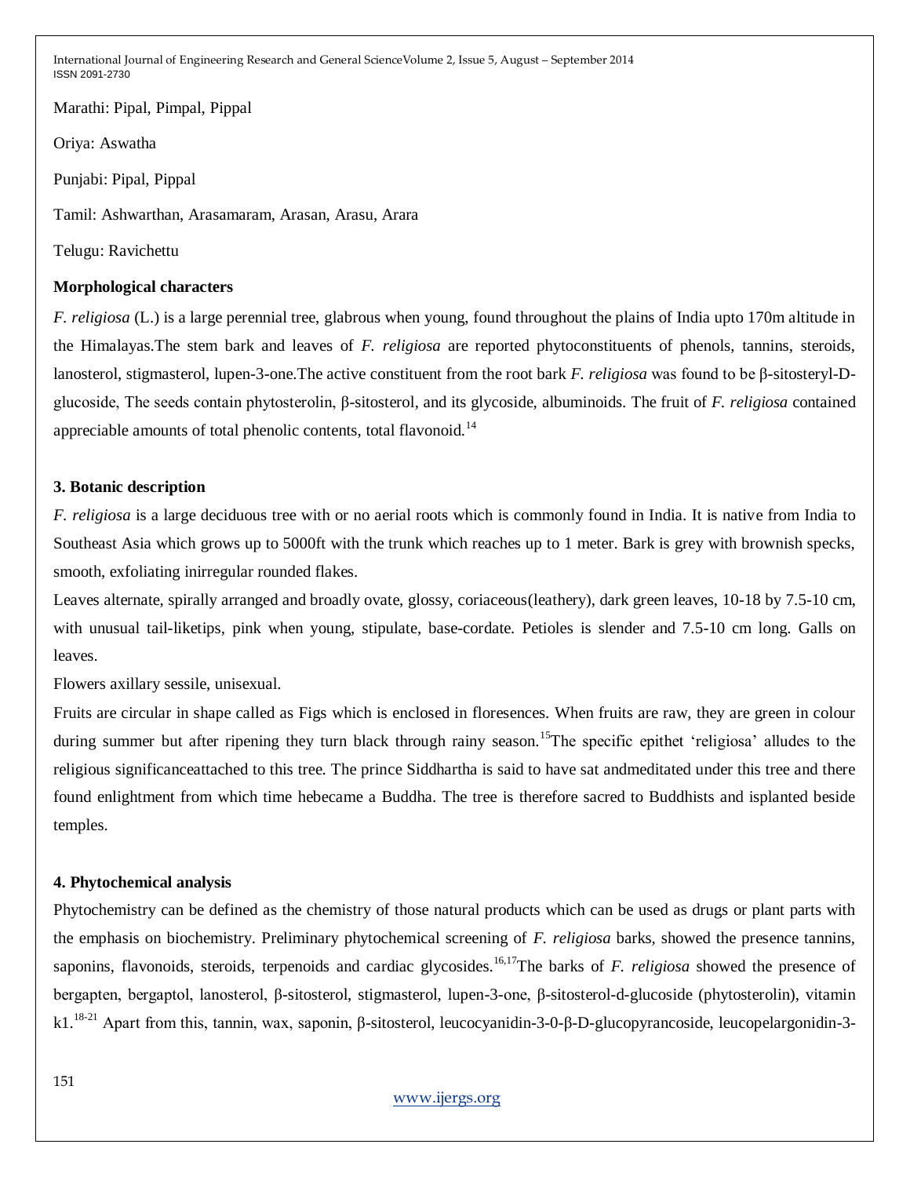Marathi: Pipal, Pimpal, Pippal

Oriya: Aswatha

Punjabi: Pipal, Pippal

Tamil: Ashwarthan, Arasamaram, Arasan, Arasu, Arara

Telugu: Ravichettu

**Morphological characters**

*F. religiosa* (L.) is a large perennial tree, glabrous when young, found throughout the plains of India upto 170m altitude in the Himalayas.The stem bark and leaves of *F. religiosa* are reported phytoconstituents of phenols, tannins, steroids, lanosterol, stigmasterol, lupen-3-one.The active constituent from the root bark *F. religiosa* was found to be β-sitosteryl-D-glucoside, The seeds contain phytosterolin, β-sitosterol, and its glycoside, albuminoids. The fruit of *F. religiosa* contained appreciable amounts of total phenolic contents, total flavonoid.[14]

## 3. Botanic description

*F. religiosa* is a large deciduous tree with or no aerial roots which is commonly found in India. It is native from India to Southeast Asia which grows up to 5000ft with the trunk which reaches up to 1 meter. Bark is grey with brownish specks, smooth, exfoliating inirregular rounded flakes.

Leaves alternate, spirally arranged and broadly ovate, glossy, coriaceous(leathery), dark green leaves, 10-18 by 7.5-10 cm, with unusual tail-liketips, pink when young, stipulate, base-cordate. Petioles is slender and 7.5-10 cm long. Galls on leaves.

Flowers axillary sessile, unisexual.

Fruits are circular in shape called as Figs which is enclosed in floresences. When fruits are raw, they are green in colour during summer but after ripening they turn black through rainy season.[15]The specific epithet 'religiosa' alludes to the religious significanceattached to this tree. The prince Siddhartha is said to have sat andmeditated under this tree and there found enlightment from which time hebecame a Buddha. The tree is therefore sacred to Buddhists and isplanted beside temples.

## 4. Phytochemical analysis

Phytochemistry can be defined as the chemistry of those natural products which can be used as drugs or plant parts with the emphasis on biochemistry. Preliminary phytochemical screening of *F. religiosa* barks, showed the presence tannins, saponins, flavonoids, steroids, terpenoids and cardiac glycosides.[16,17]The barks of *F. religiosa* showed the presence of bergapten, bergaptol, lanosterol, β-sitosterol, stigmasterol, lupen-3-one, β-sitosterol-d-glucoside (phytosterolin), vitamin k1.[18-21] Apart from this, tannin, wax, saponin, β-sitosterol, leucocyanidin-3-0-β-D-glucopyrancoside, leucopelargonidin-3-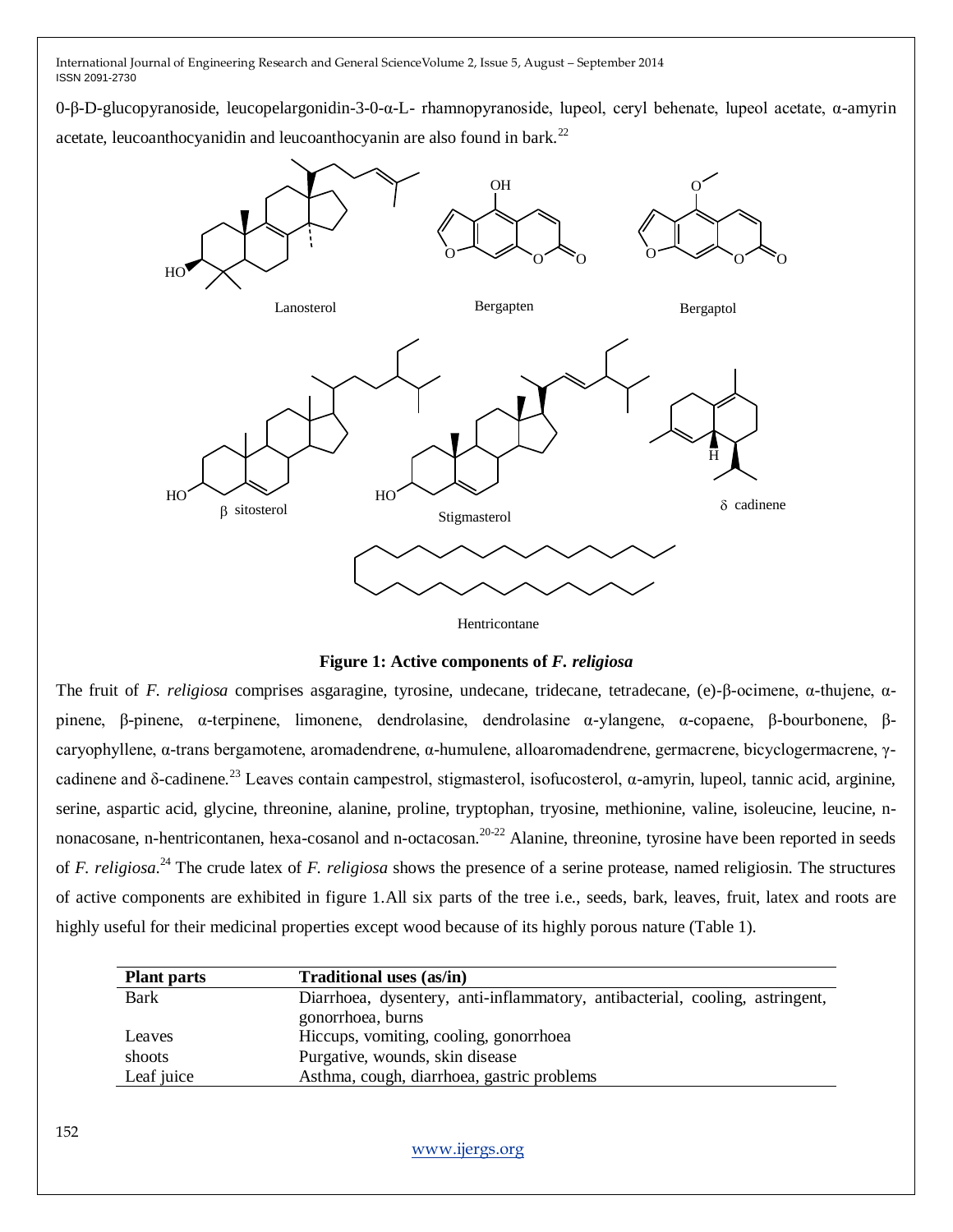0-β-D-glucopyranoside, leucopelargonidin-3-0-α-L- rhamnopyranoside, lupeol, ceryl behenate, lupeol acetate, α-amyrin acetate, leucoanthocyanidin and leucoanthocyanin are also found in bark.[22]

Lanosterol Bergapten Bergaptol

β sitosterol Stigmasterol δ cadinene

Hentricontane

**Figure 1: Active components of *F. religiosa***

The fruit of *F. religiosa* comprises asgaragine, tyrosine, undecane, tridecane, tetradecane, (e)-β-ocimene, α-thujene, α-pinene, β-pinene, α-terpinene, limonene, dendrolasine, dendrolasine α-ylangene, α-copaene, β-bourbonene, β-caryophyllene, α-trans bergamotene, aromadendrene, α-humulene, alloaromadendrene, germacrene, bicyclogermacrene, γ-cadinene and δ-cadinene.[23] Leaves contain campestrol, stigmasterol, isofucosterol, α-amyrin, lupeol, tannic acid, arginine, serine, aspartic acid, glycine, threonine, alanine, proline, tryptophan, tryosine, methionine, valine, isoleucine, leucine, n-nonacosane, n-hentricontanen, hexa-cosanol and n-octacosan.[20-22] Alanine, threonine, tyrosine have been reported in seeds of *F. religiosa*.[24] The crude latex of *F. religiosa* shows the presence of a serine protease, named religiosin. The structures of active components are exhibited in figure 1.All six parts of the tree i.e., seeds, bark, leaves, fruit, latex and roots are highly useful for their medicinal properties except wood because of its highly porous nature (Table 1).

| Plant parts | Traditional uses (as/in) |
|---|---|
| Bark | Diarrhoea, dysentery, anti-inflammatory, antibacterial, cooling, astringent, gonorrhoea, burns |
| Leaves | Hiccups, vomiting, cooling, gonorrhoea |
| shoots | Purgative, wounds, skin disease |
| Leaf juice | Asthma, cough, diarrhoea, gastric problems |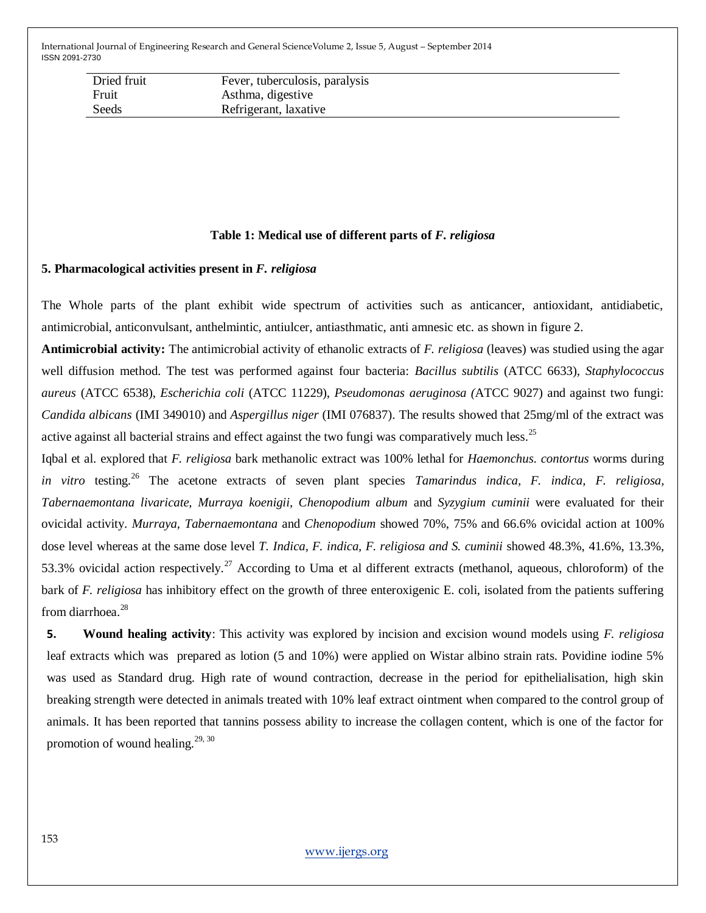| Dried fruit | Fever, tuberculosis, paralysis |
|---|---|
| Fruit | Asthma, digestive |
| Seeds | Refrigerant, laxative |

**Table 1: Medical use of different parts of *F. religiosa***

## 5. Pharmacological activities present in *F. religiosa*

The Whole parts of the plant exhibit wide spectrum of activities such as anticancer, antioxidant, antidiabetic, antimicrobial, anticonvulsant, anthelmintic, antiulcer, antiasthmatic, anti amnesic etc. as shown in figure 2.

**Antimicrobial activity:** The antimicrobial activity of ethanolic extracts of *F. religiosa* (leaves) was studied using the agar well diffusion method. The test was performed against four bacteria: *Bacillus subtilis* (ATCC 6633), *Staphylococcus aureus* (ATCC 6538), *Escherichia coli* (ATCC 11229), *Pseudomonas aeruginosa (*ATCC 9027) and against two fungi: *Candida albicans* (IMI 349010) and *Aspergillus niger* (IMI 076837). The results showed that 25mg/ml of the extract was active against all bacterial strains and effect against the two fungi was comparatively much less.[25]

Iqbal et al. explored that *F. religiosa* bark methanolic extract was 100% lethal for *Haemonchus. contortus* worms during *in vitro* testing.[26] The acetone extracts of seven plant species *Tamarindus indica, F. indica, F. religiosa, Tabernaemontana livaricate, Murraya koenigii, Chenopodium album* and *Syzygium cuminii* were evaluated for their ovicidal activity. *Murraya, Tabernaemontana* and *Chenopodium* showed 70%, 75% and 66.6% ovicidal action at 100% dose level whereas at the same dose level *T. Indica, F. indica, F. religiosa and S. cuminii* showed 48.3%, 41.6%, 13.3%, 53.3% ovicidal action respectively.[27] According to Uma et al different extracts (methanol, aqueous, chloroform) of the bark of *F. religiosa* has inhibitory effect on the growth of three enteroxigenic E. coli, isolated from the patients suffering from diarrhoea.[28]

**5. Wound healing activity**: This activity was explored by incision and excision wound models using *F. religiosa* leaf extracts which was prepared as lotion (5 and 10%) were applied on Wistar albino strain rats. Povidine iodine 5% was used as Standard drug. High rate of wound contraction, decrease in the period for epithelialisation, high skin breaking strength were detected in animals treated with 10% leaf extract ointment when compared to the control group of animals. It has been reported that tannins possess ability to increase the collagen content, which is one of the factor for promotion of wound healing.[29, 30]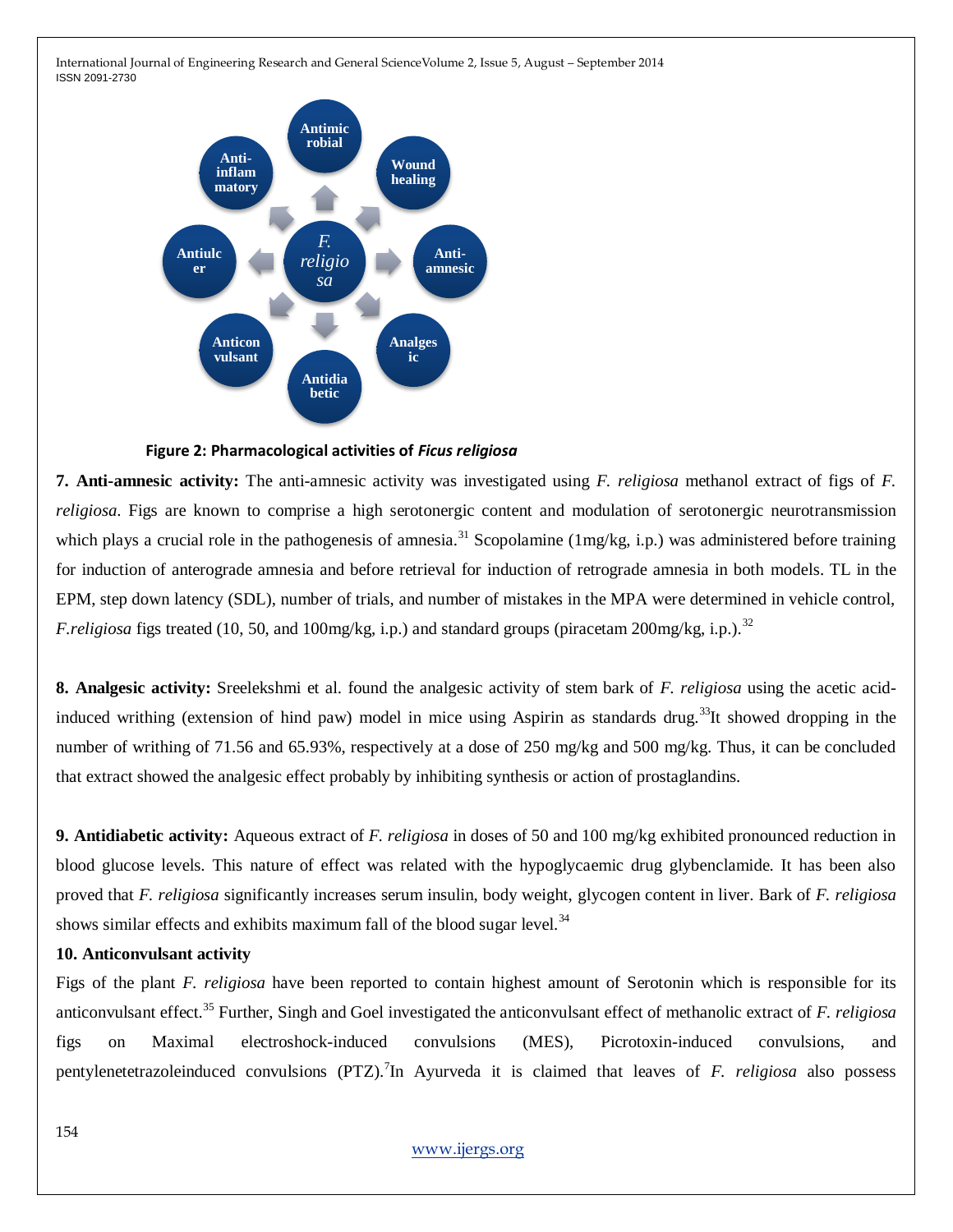**Figure 2: Pharmacological activities of *Ficus religiosa***

**7. Anti-amnesic activity:** The anti-amnesic activity was investigated using *F. religiosa* methanol extract of figs of *F. religiosa*. Figs are known to comprise a high serotonergic content and modulation of serotonergic neurotransmission which plays a crucial role in the pathogenesis of amnesia.[31] Scopolamine (1mg/kg, i.p.) was administered before training for induction of anterograde amnesia and before retrieval for induction of retrograde amnesia in both models. TL in the EPM, step down latency (SDL), number of trials, and number of mistakes in the MPA were determined in vehicle control, *F.religiosa* figs treated (10, 50, and 100mg/kg, i.p.) and standard groups (piracetam 200mg/kg, i.p.).[32]

**8. Analgesic activity:** Sreelekshmi et al. found the analgesic activity of stem bark of *F. religiosa* using the acetic acid-induced writhing (extension of hind paw) model in mice using Aspirin as standards drug.[33]It showed dropping in the number of writhing of 71.56 and 65.93%, respectively at a dose of 250 mg/kg and 500 mg/kg. Thus, it can be concluded that extract showed the analgesic effect probably by inhibiting synthesis or action of prostaglandins.

**9. Antidiabetic activity:** Aqueous extract of *F. religiosa* in doses of 50 and 100 mg/kg exhibited pronounced reduction in blood glucose levels. This nature of effect was related with the hypoglycaemic drug glybenclamide. It has been also proved that *F. religiosa* significantly increases serum insulin, body weight, glycogen content in liver. Bark of *F. religiosa* shows similar effects and exhibits maximum fall of the blood sugar level.[34]

**10. Anticonvulsant activity**

Figs of the plant *F. religiosa* have been reported to contain highest amount of Serotonin which is responsible for its anticonvulsant effect.[35] Further, Singh and Goel investigated the anticonvulsant effect of methanolic extract of *F. religiosa* figs on Maximal electroshock-induced convulsions (MES), Picrotoxin-induced convulsions, and pentylenetetrazoleinduced convulsions (PTZ).[7]In Ayurveda it is claimed that leaves of *F. religiosa* also possess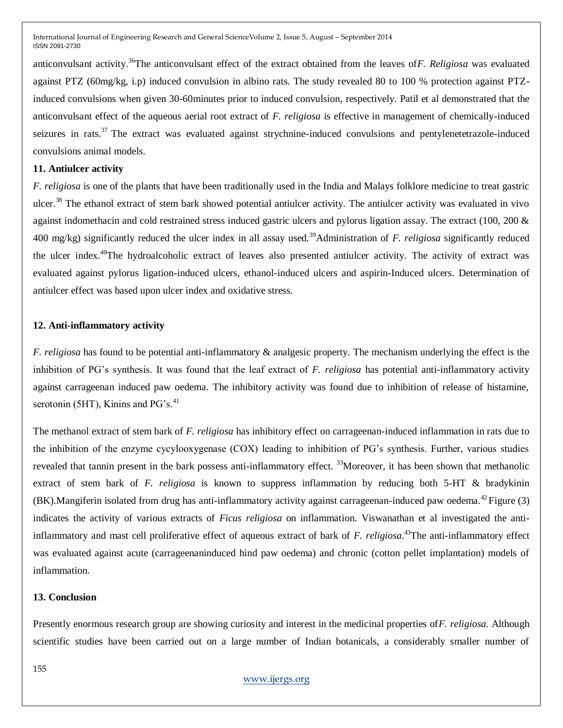anticonvulsant activity.[36]The anticonvulsant effect of the extract obtained from the leaves of*F. Religiosa* was evaluated against PTZ (60mg/kg, i.p) induced convulsion in albino rats. The study revealed 80 to 100 % protection against PTZ-induced convulsions when given 30-60minutes prior to induced convulsion, respectively. Patil et al demonstrated that the anticonvulsant effect of the aqueous aerial root extract of *F. religiosa* is effective in management of chemically-induced seizures in rats.[37] The extract was evaluated against strychnine-induced convulsions and pentylenetetrazole-induced convulsions animal models.

### 11. Antiulcer activity

*F. religiosa* is one of the plants that have been traditionally used in the India and Malays folklore medicine to treat gastric ulcer.[38] The ethanol extract of stem bark showed potential antiulcer activity. The antiulcer activity was evaluated in vivo against indomethacin and cold restrained stress induced gastric ulcers and pylorus ligation assay. The extract (100, 200 & 400 mg/kg) significantly reduced the ulcer index in all assay used.[39]Administration of *F. religiosa* significantly reduced the ulcer index.[40]The hydroalcoholic extract of leaves also presented antiulcer activity. The activity of extract was evaluated against pylorus ligation-induced ulcers, ethanol-induced ulcers and aspirin-Induced ulcers. Determination of antiulcer effect was based upon ulcer index and oxidative stress.

### 12. Anti-inflammatory activity

*F. religiosa* has found to be potential anti-inflammatory & analgesic property. The mechanism underlying the effect is the inhibition of PG's synthesis. It was found that the leaf extract of *F. religiosa* has potential anti-inflammatory activity against carrageenan induced paw oedema. The inhibitory activity was found due to inhibition of release of histamine, serotonin (5HT), Kinins and PG's.[41]

The methanol extract of stem bark of *F. religiosa* has inhibitory effect on carrageenan-induced inflammation in rats due to the inhibition of the enzyme cycylooxygenase (COX) leading to inhibition of PG's synthesis. Further, various studies revealed that tannin present in the bark possess anti-inflammatory effect. [33]Moreover, it has been shown that methanolic extract of stem bark of *F. religiosa* is known to suppress inflammation by reducing both 5-HT & bradykinin (BK).Mangiferin isolated from drug has anti-inflammatory activity against carrageenan-induced paw oedema.[42] Figure (3) indicates the activity of various extracts of *Ficus religiosa* on inflammation. Viswanathan et al investigated the anti-inflammatory and mast cell proliferative effect of aqueous extract of bark of *F. religiosa*.[43]The anti-inflammatory effect was evaluated against acute (carrageenaninduced hind paw oedema) and chronic (cotton pellet implantation) models of inflammation.

### 13. Conclusion

Presently enormous research group are showing curiosity and interest in the medicinal properties of*F. religiosa.* Although scientific studies have been carried out on a large number of Indian botanicals, a considerably smaller number of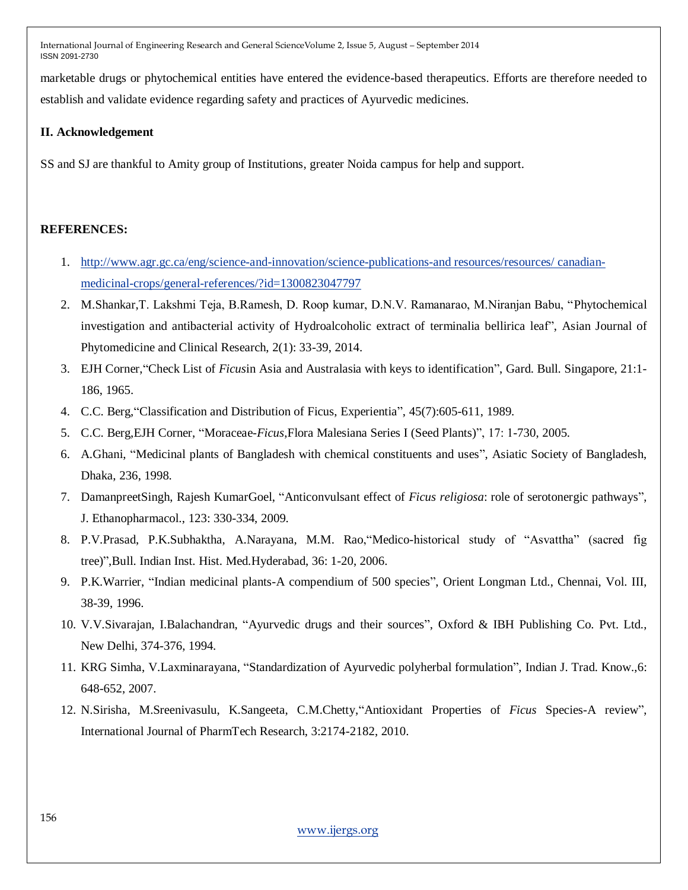marketable drugs or phytochemical entities have entered the evidence-based therapeutics. Efforts are therefore needed to establish and validate evidence regarding safety and practices of Ayurvedic medicines.

## II. Acknowledgement

SS and SJ are thankful to Amity group of Institutions, greater Noida campus for help and support.

## REFERENCES:

1. http://www.agr.gc.ca/eng/science-and-innovation/science-publications-and resources/resources/ canadian-medicinal-crops/general-references/?id=1300823047797
2. M.Shankar,T. Lakshmi Teja, B.Ramesh, D. Roop kumar, D.N.V. Ramanarao, M.Niranjan Babu, "Phytochemical investigation and antibacterial activity of Hydroalcoholic extract of terminalia bellirica leaf", Asian Journal of Phytomedicine and Clinical Research, 2(1): 33-39, 2014.
3. EJH Corner,"Check List of *Ficus*in Asia and Australasia with keys to identification", Gard. Bull. Singapore, 21:1-186, 1965.
4. C.C. Berg,"Classification and Distribution of Ficus, Experientia", 45(7):605-611, 1989.
5. C.C. Berg,EJH Corner, "Moraceae-*Ficus*,Flora Malesiana Series I (Seed Plants)", 17: 1-730, 2005.
6. A.Ghani, "Medicinal plants of Bangladesh with chemical constituents and uses", Asiatic Society of Bangladesh, Dhaka, 236, 1998.
7. DamanpreetSingh, Rajesh KumarGoel, "Anticonvulsant effect of *Ficus religiosa*: role of serotonergic pathways", J. Ethanopharmacol., 123: 330-334, 2009.
8. P.V.Prasad, P.K.Subhaktha, A.Narayana, M.M. Rao,"Medico-historical study of "Asvattha" (sacred fig tree)",Bull. Indian Inst. Hist. Med.Hyderabad, 36: 1-20, 2006.
9. P.K.Warrier, "Indian medicinal plants-A compendium of 500 species", Orient Longman Ltd., Chennai, Vol. III, 38-39, 1996.
10. V.V.Sivarajan, I.Balachandran, "Ayurvedic drugs and their sources", Oxford & IBH Publishing Co. Pvt. Ltd., New Delhi, 374-376, 1994.
11. KRG Simha, V.Laxminarayana, "Standardization of Ayurvedic polyherbal formulation", Indian J. Trad. Know.,6: 648-652, 2007.
12. N.Sirisha, M.Sreenivasulu, K.Sangeeta, C.M.Chetty,"Antioxidant Properties of *Ficus* Species-A review", International Journal of PharmTech Research, 3:2174-2182, 2010.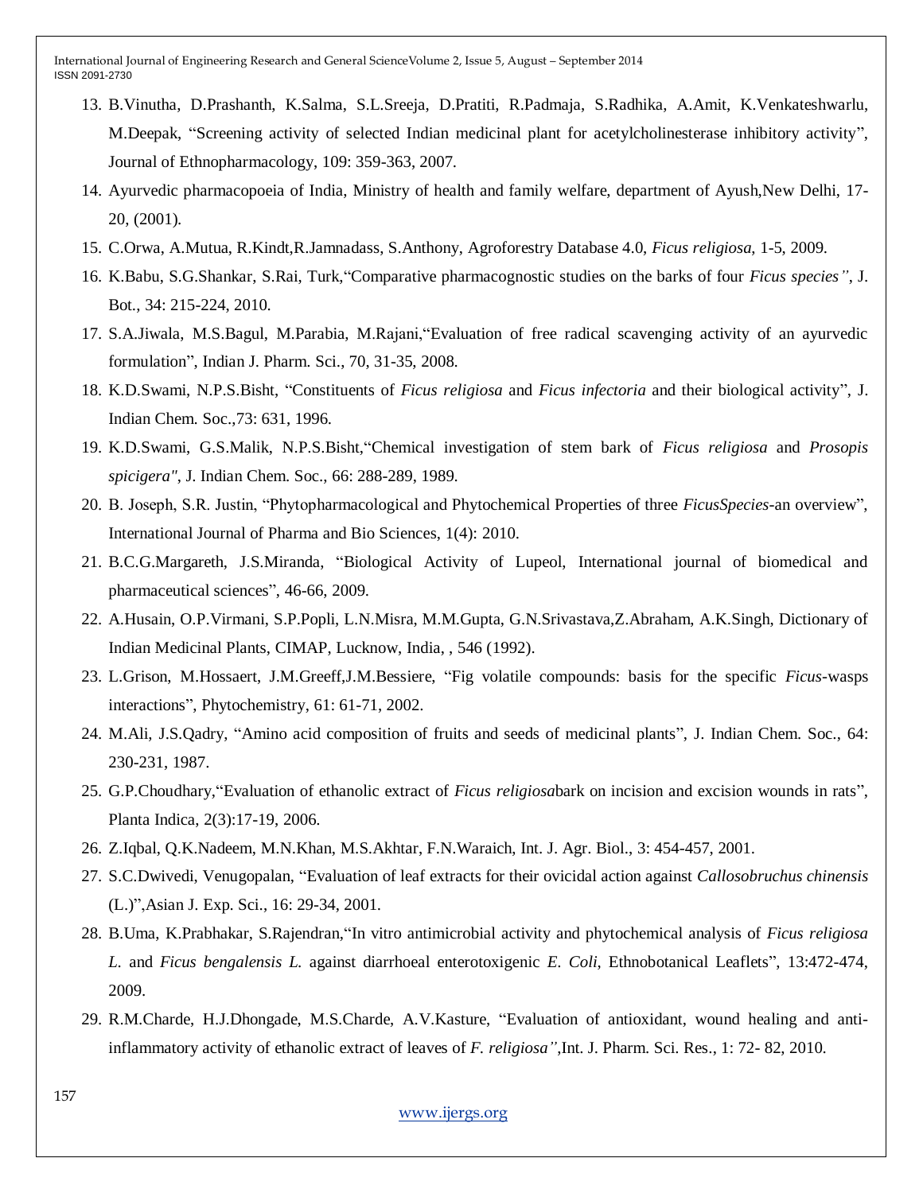13. B.Vinutha, D.Prashanth, K.Salma, S.L.Sreeja, D.Pratiti, R.Padmaja, S.Radhika, A.Amit, K.Venkateshwarlu, M.Deepak, "Screening activity of selected Indian medicinal plant for acetylcholinesterase inhibitory activity", Journal of Ethnopharmacology, 109: 359-363, 2007.
14. Ayurvedic pharmacopoeia of India, Ministry of health and family welfare, department of Ayush,New Delhi, 17-20, (2001).
15. C.Orwa, A.Mutua, R.Kindt,R.Jamnadass, S.Anthony, Agroforestry Database 4.0, *Ficus religiosa*, 1-5, 2009.
16. K.Babu, S.G.Shankar, S.Rai, Turk,"Comparative pharmacognostic studies on the barks of four *Ficus species"*, J. Bot., 34: 215-224, 2010.
17. S.A.Jiwala, M.S.Bagul, M.Parabia, M.Rajani,"Evaluation of free radical scavenging activity of an ayurvedic formulation", Indian J. Pharm. Sci., 70, 31-35, 2008.
18. K.D.Swami, N.P.S.Bisht, "Constituents of *Ficus religiosa* and *Ficus infectoria* and their biological activity", J. Indian Chem. Soc.,73: 631, 1996.
19. K.D.Swami, G.S.Malik, N.P.S.Bisht,"Chemical investigation of stem bark of *Ficus religiosa* and *Prosopis spicigera"*, J. Indian Chem. Soc., 66: 288-289, 1989.
20. B. Joseph, S.R. Justin, "Phytopharmacological and Phytochemical Properties of three *FicusSpecies*-an overview", International Journal of Pharma and Bio Sciences, 1(4): 2010.
21. B.C.G.Margareth, J.S.Miranda, "Biological Activity of Lupeol, International journal of biomedical and pharmaceutical sciences", 46-66, 2009.
22. A.Husain, O.P.Virmani, S.P.Popli, L.N.Misra, M.M.Gupta, G.N.Srivastava,Z.Abraham, A.K.Singh, Dictionary of Indian Medicinal Plants, CIMAP, Lucknow, India, , 546 (1992).
23. L.Grison, M.Hossaert, J.M.Greeff,J.M.Bessiere, "Fig volatile compounds: basis for the specific *Ficus*-wasps interactions", Phytochemistry, 61: 61-71, 2002.
24. M.Ali, J.S.Qadry, "Amino acid composition of fruits and seeds of medicinal plants", J. Indian Chem. Soc., 64: 230-231, 1987.
25. G.P.Choudhary,"Evaluation of ethanolic extract of *Ficus religiosa*bark on incision and excision wounds in rats", Planta Indica, 2(3):17-19, 2006.
26. Z.Iqbal, Q.K.Nadeem, M.N.Khan, M.S.Akhtar, F.N.Waraich, Int. J. Agr. Biol., 3: 454-457, 2001.
27. S.C.Dwivedi, Venugopalan, "Evaluation of leaf extracts for their ovicidal action against *Callosobruchus chinensis* (L.)",Asian J. Exp. Sci., 16: 29-34, 2001.
28. B.Uma, K.Prabhakar, S.Rajendran,"In vitro antimicrobial activity and phytochemical analysis of *Ficus religiosa L.* and *Ficus bengalensis L.* against diarrhoeal enterotoxigenic *E. Coli*, Ethnobotanical Leaflets", 13:472-474, 2009.
29. R.M.Charde, H.J.Dhongade, M.S.Charde, A.V.Kasture, "Evaluation of antioxidant, wound healing and anti-inflammatory activity of ethanolic extract of leaves of *F. religiosa"*,Int. J. Pharm. Sci. Res., 1: 72- 82, 2010.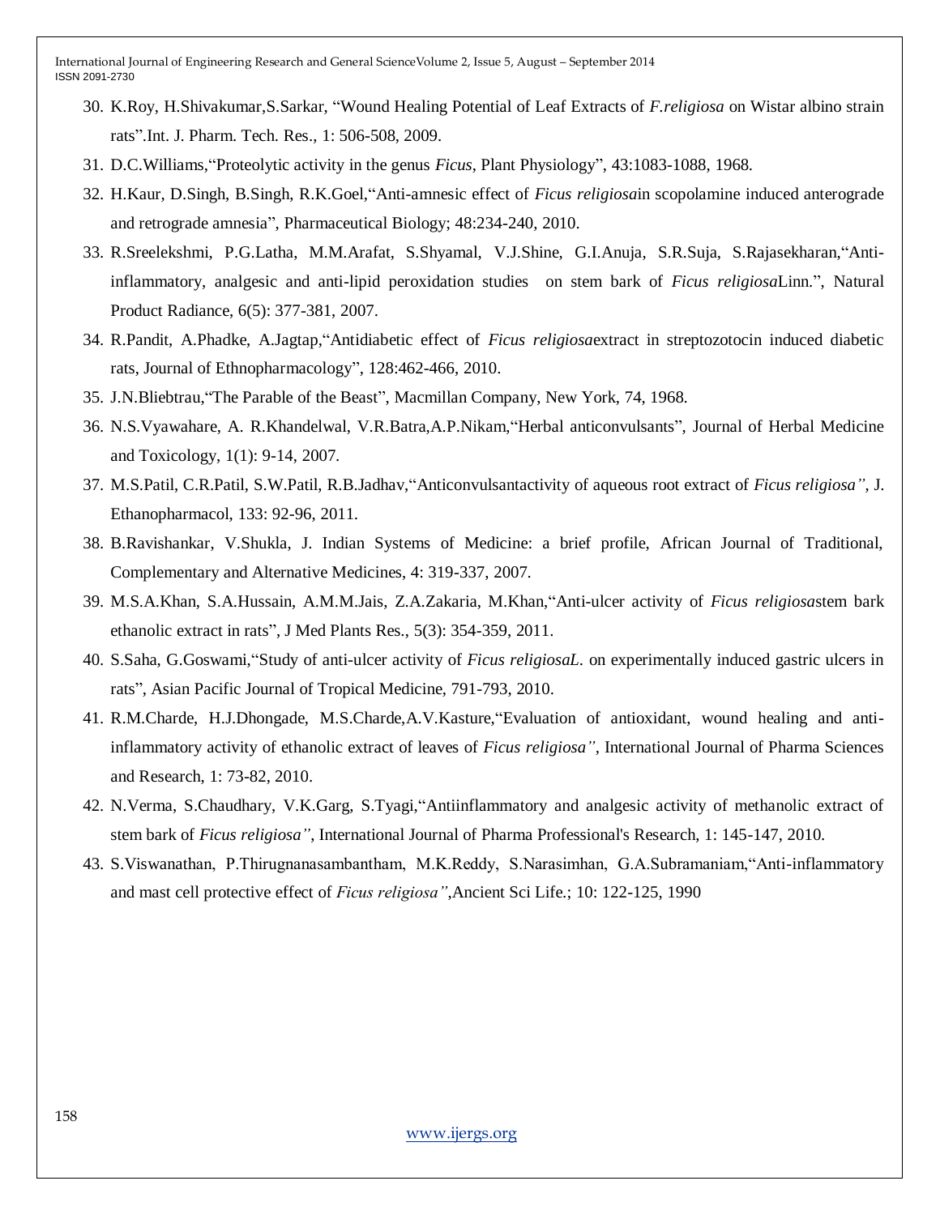30. K.Roy, H.Shivakumar,S.Sarkar, "Wound Healing Potential of Leaf Extracts of *F.religiosa* on Wistar albino strain rats".Int. J. Pharm. Tech. Res., 1: 506-508, 2009.
31. D.C.Williams,"Proteolytic activity in the genus *Ficus*, Plant Physiology", 43:1083-1088, 1968.
32. H.Kaur, D.Singh, B.Singh, R.K.Goel,"Anti-amnesic effect of *Ficus religiosa*in scopolamine induced anterograde and retrograde amnesia", Pharmaceutical Biology; 48:234-240, 2010.
33. R.Sreelekshmi, P.G.Latha, M.M.Arafat, S.Shyamal, V.J.Shine, G.I.Anuja, S.R.Suja, S.Rajasekharan,"Anti-inflammatory, analgesic and anti-lipid peroxidation studies on stem bark of *Ficus religiosa*Linn.", Natural Product Radiance, 6(5): 377-381, 2007.
34. R.Pandit, A.Phadke, A.Jagtap,"Antidiabetic effect of *Ficus religiosa*extract in streptozotocin induced diabetic rats, Journal of Ethnopharmacology", 128:462-466, 2010.
35. J.N.Bliebtrau,"The Parable of the Beast", Macmillan Company, New York, 74, 1968.
36. N.S.Vyawahare, A. R.Khandelwal, V.R.Batra,A.P.Nikam,"Herbal anticonvulsants", Journal of Herbal Medicine and Toxicology, 1(1): 9-14, 2007.
37. M.S.Patil, C.R.Patil, S.W.Patil, R.B.Jadhav,"Anticonvulsantactivity of aqueous root extract of *Ficus religiosa"*, J. Ethanopharmacol, 133: 92-96, 2011.
38. B.Ravishankar, V.Shukla, J. Indian Systems of Medicine: a brief profile, African Journal of Traditional, Complementary and Alternative Medicines, 4: 319-337, 2007.
39. M.S.A.Khan, S.A.Hussain, A.M.M.Jais, Z.A.Zakaria, M.Khan,"Anti-ulcer activity of *Ficus religiosa*stem bark ethanolic extract in rats", J Med Plants Res., 5(3): 354-359, 2011.
40. S.Saha, G.Goswami,"Study of anti-ulcer activity of *Ficus religiosaL*. on experimentally induced gastric ulcers in rats", Asian Pacific Journal of Tropical Medicine, 791-793, 2010.
41. R.M.Charde, H.J.Dhongade, M.S.Charde,A.V.Kasture,"Evaluation of antioxidant, wound healing and anti-inflammatory activity of ethanolic extract of leaves of *Ficus religiosa"*, International Journal of Pharma Sciences and Research, 1: 73-82, 2010.
42. N.Verma, S.Chaudhary, V.K.Garg, S.Tyagi,"Antiinflammatory and analgesic activity of methanolic extract of stem bark of *Ficus religiosa"*, International Journal of Pharma Professional's Research, 1: 145-147, 2010.
43. S.Viswanathan, P.Thirugnanasambantham, M.K.Reddy, S.Narasimhan, G.A.Subramaniam,"Anti-inflammatory and mast cell protective effect of *Ficus religiosa"*,Ancient Sci Life.; 10: 122-125, 1990